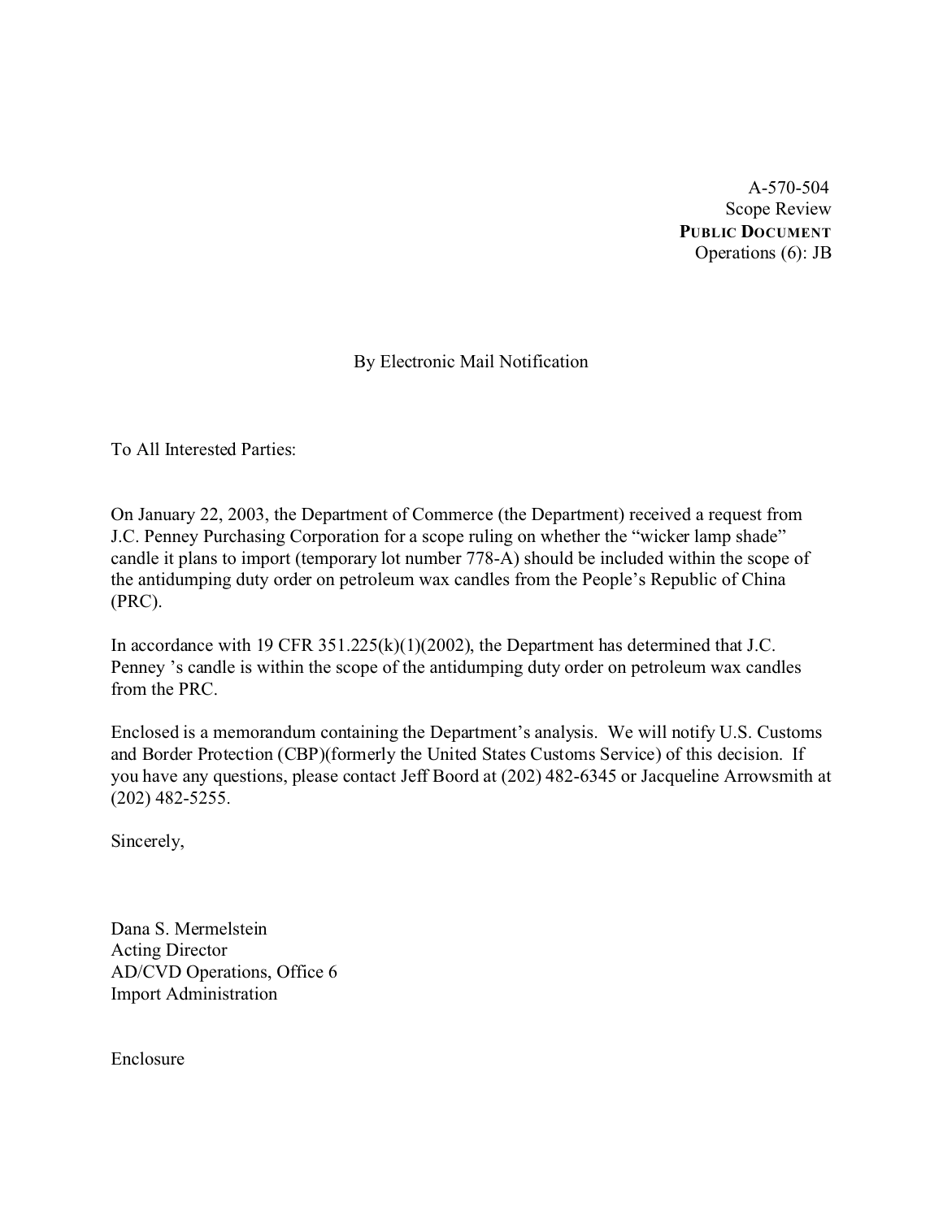A-570-504
Scope Review
**PUBLIC DOCUMENT**
Operations (6): JB

By Electronic Mail Notification

To All Interested Parties:

On January 22, 2003, the Department of Commerce (the Department) received a request from J.C. Penney Purchasing Corporation for a scope ruling on whether the "wicker lamp shade" candle it plans to import (temporary lot number 778-A) should be included within the scope of the antidumping duty order on petroleum wax candles from the People's Republic of China (PRC).

In accordance with 19 CFR 351.225(k)(1)(2002), the Department has determined that J.C. Penney 's candle is within the scope of the antidumping duty order on petroleum wax candles from the PRC.

Enclosed is a memorandum containing the Department's analysis. We will notify U.S. Customs and Border Protection (CBP)(formerly the United States Customs Service) of this decision. If you have any questions, please contact Jeff Boord at (202) 482-6345 or Jacqueline Arrowsmith at (202) 482-5255.

Sincerely,

Dana S. Mermelstein
Acting Director
AD/CVD Operations, Office 6
Import Administration

Enclosure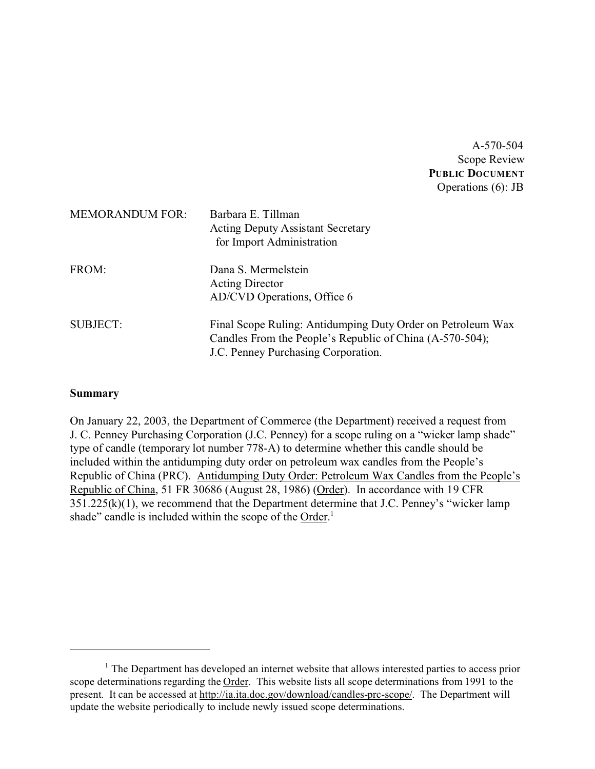A-570-504
Scope Review
**PUBLIC DOCUMENT**
Operations (6): JB

MEMORANDUM FOR: Barbara E. Tillman
Acting Deputy Assistant Secretary
for Import Administration

FROM: Dana S. Mermelstein
Acting Director
AD/CVD Operations, Office 6

SUBJECT: Final Scope Ruling: Antidumping Duty Order on Petroleum Wax Candles From the People's Republic of China (A-570-504); J.C. Penney Purchasing Corporation.

**Summary**

On January 22, 2003, the Department of Commerce (the Department) received a request from J. C. Penney Purchasing Corporation (J.C. Penney) for a scope ruling on a "wicker lamp shade" type of candle (temporary lot number 778-A) to determine whether this candle should be included within the antidumping duty order on petroleum wax candles from the People's Republic of China (PRC). Antidumping Duty Order: Petroleum Wax Candles from the People's Republic of China, 51 FR 30686 (August 28, 1986) (Order). In accordance with 19 CFR 351.225(k)(1), we recommend that the Department determine that J.C. Penney's "wicker lamp shade" candle is included within the scope of the Order.[1]

[1] The Department has developed an internet website that allows interested parties to access prior scope determinations regarding the Order. This website lists all scope determinations from 1991 to the present. It can be accessed at http://ia.ita.doc.gov/download/candles-prc-scope/. The Department will update the website periodically to include newly issued scope determinations.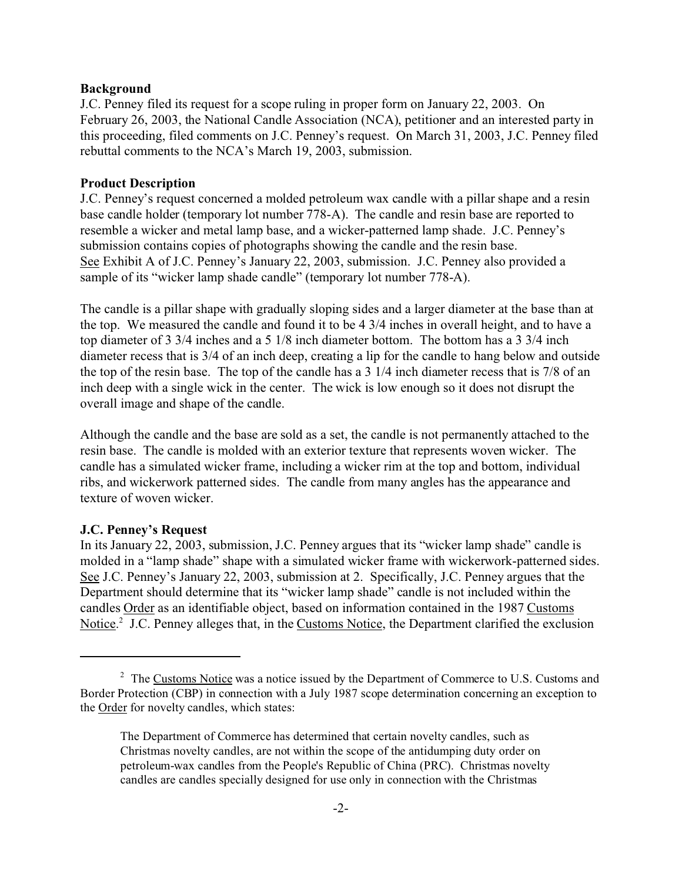**Background**

J.C. Penney filed its request for a scope ruling in proper form on January 22, 2003. On February 26, 2003, the National Candle Association (NCA), petitioner and an interested party in this proceeding, filed comments on J.C. Penney's request. On March 31, 2003, J.C. Penney filed rebuttal comments to the NCA's March 19, 2003, submission.

**Product Description**

J.C. Penney's request concerned a molded petroleum wax candle with a pillar shape and a resin base candle holder (temporary lot number 778-A). The candle and resin base are reported to resemble a wicker and metal lamp base, and a wicker-patterned lamp shade. J.C. Penney's submission contains copies of photographs showing the candle and the resin base. See Exhibit A of J.C. Penney's January 22, 2003, submission. J.C. Penney also provided a sample of its "wicker lamp shade candle" (temporary lot number 778-A).

The candle is a pillar shape with gradually sloping sides and a larger diameter at the base than at the top. We measured the candle and found it to be 4 3/4 inches in overall height, and to have a top diameter of 3 3/4 inches and a 5 1/8 inch diameter bottom. The bottom has a 3 3/4 inch diameter recess that is 3/4 of an inch deep, creating a lip for the candle to hang below and outside the top of the resin base. The top of the candle has a 3 1/4 inch diameter recess that is 7/8 of an inch deep with a single wick in the center. The wick is low enough so it does not disrupt the overall image and shape of the candle.

Although the candle and the base are sold as a set, the candle is not permanently attached to the resin base. The candle is molded with an exterior texture that represents woven wicker. The candle has a simulated wicker frame, including a wicker rim at the top and bottom, individual ribs, and wickerwork patterned sides. The candle from many angles has the appearance and texture of woven wicker.

**J.C. Penney's Request**

In its January 22, 2003, submission, J.C. Penney argues that its "wicker lamp shade" candle is molded in a "lamp shade" shape with a simulated wicker frame with wickerwork-patterned sides. See J.C. Penney's January 22, 2003, submission at 2. Specifically, J.C. Penney argues that the Department should determine that its "wicker lamp shade" candle is not included within the candles Order as an identifiable object, based on information contained in the 1987 Customs Notice.[2] J.C. Penney alleges that, in the Customs Notice, the Department clarified the exclusion

[2] The Customs Notice was a notice issued by the Department of Commerce to U.S. Customs and Border Protection (CBP) in connection with a July 1987 scope determination concerning an exception to the Order for novelty candles, which states:

> The Department of Commerce has determined that certain novelty candles, such as Christmas novelty candles, are not within the scope of the antidumping duty order on petroleum-wax candles from the People's Republic of China (PRC). Christmas novelty candles are candles specially designed for use only in connection with the Christmas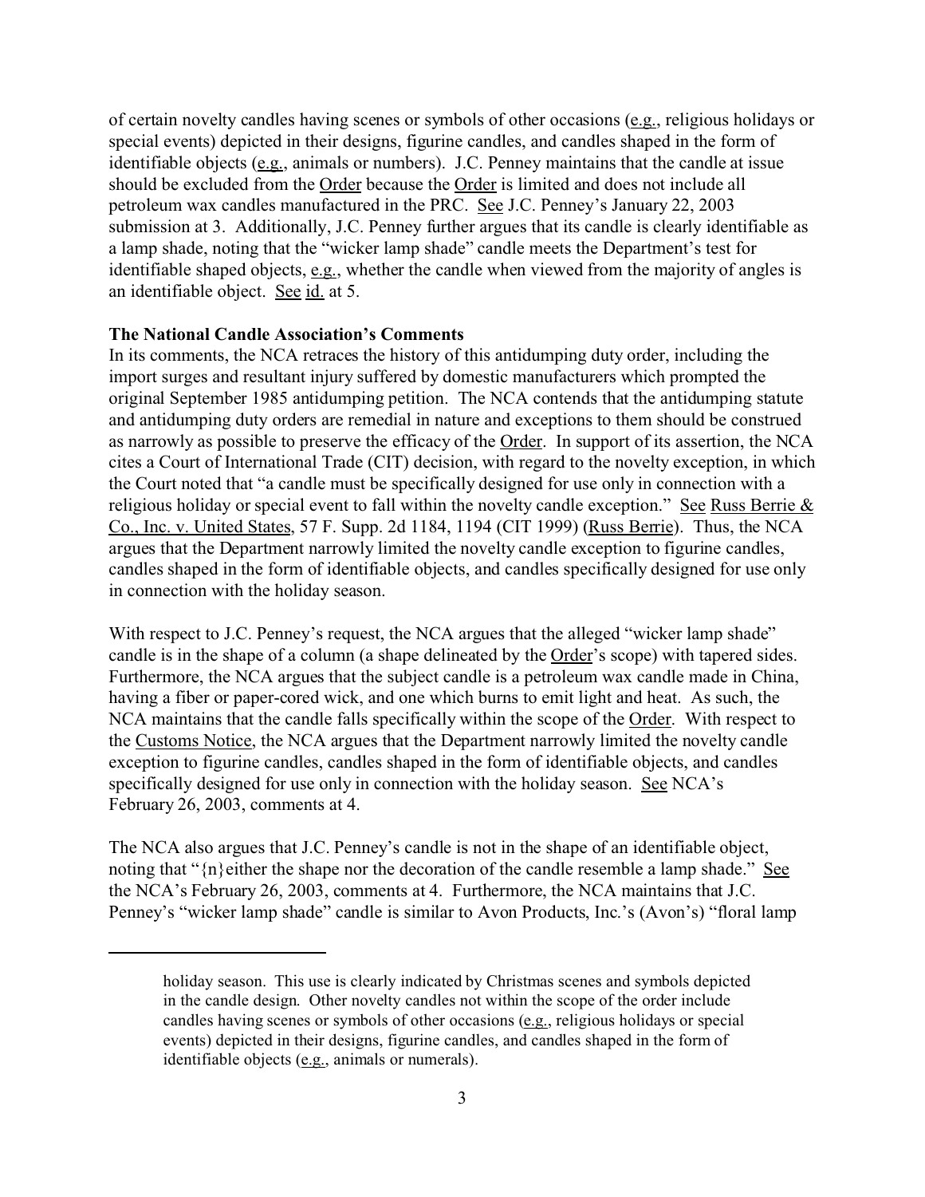of certain novelty candles having scenes or symbols of other occasions (e.g., religious holidays or special events) depicted in their designs, figurine candles, and candles shaped in the form of identifiable objects (e.g., animals or numbers). J.C. Penney maintains that the candle at issue should be excluded from the Order because the Order is limited and does not include all petroleum wax candles manufactured in the PRC. See J.C. Penney's January 22, 2003 submission at 3. Additionally, J.C. Penney further argues that its candle is clearly identifiable as a lamp shade, noting that the "wicker lamp shade" candle meets the Department's test for identifiable shaped objects, e.g., whether the candle when viewed from the majority of angles is an identifiable object. See id. at 5.

**The National Candle Association's Comments**

In its comments, the NCA retraces the history of this antidumping duty order, including the import surges and resultant injury suffered by domestic manufacturers which prompted the original September 1985 antidumping petition. The NCA contends that the antidumping statute and antidumping duty orders are remedial in nature and exceptions to them should be construed as narrowly as possible to preserve the efficacy of the Order. In support of its assertion, the NCA cites a Court of International Trade (CIT) decision, with regard to the novelty exception, in which the Court noted that "a candle must be specifically designed for use only in connection with a religious holiday or special event to fall within the novelty candle exception." See Russ Berrie & Co., Inc. v. United States, 57 F. Supp. 2d 1184, 1194 (CIT 1999) (Russ Berrie). Thus, the NCA argues that the Department narrowly limited the novelty candle exception to figurine candles, candles shaped in the form of identifiable objects, and candles specifically designed for use only in connection with the holiday season.

With respect to J.C. Penney's request, the NCA argues that the alleged "wicker lamp shade" candle is in the shape of a column (a shape delineated by the Order's scope) with tapered sides. Furthermore, the NCA argues that the subject candle is a petroleum wax candle made in China, having a fiber or paper-cored wick, and one which burns to emit light and heat. As such, the NCA maintains that the candle falls specifically within the scope of the Order. With respect to the Customs Notice, the NCA argues that the Department narrowly limited the novelty candle exception to figurine candles, candles shaped in the form of identifiable objects, and candles specifically designed for use only in connection with the holiday season. See NCA's February 26, 2003, comments at 4.

The NCA also argues that J.C. Penney's candle is not in the shape of an identifiable object, noting that "{n}either the shape nor the decoration of the candle resemble a lamp shade." See the NCA's February 26, 2003, comments at 4. Furthermore, the NCA maintains that J.C. Penney's "wicker lamp shade" candle is similar to Avon Products, Inc.'s (Avon's) "floral lamp

---

holiday season. This use is clearly indicated by Christmas scenes and symbols depicted in the candle design. Other novelty candles not within the scope of the order include candles having scenes or symbols of other occasions (e.g., religious holidays or special events) depicted in their designs, figurine candles, and candles shaped in the form of identifiable objects (e.g., animals or numerals).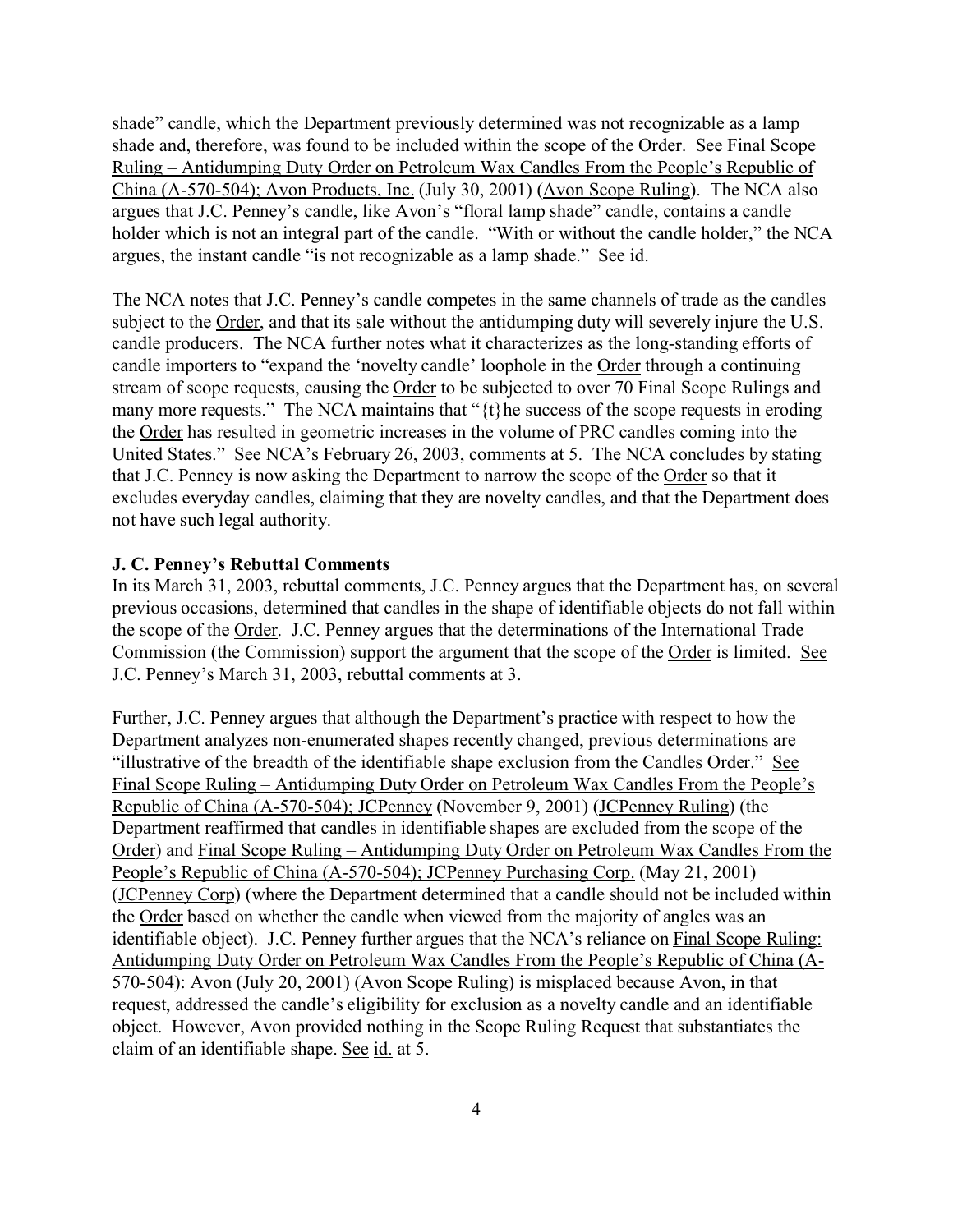shade" candle, which the Department previously determined was not recognizable as a lamp shade and, therefore, was found to be included within the scope of the Order. See Final Scope Ruling – Antidumping Duty Order on Petroleum Wax Candles From the People's Republic of China (A-570-504); Avon Products, Inc. (July 30, 2001) (Avon Scope Ruling). The NCA also argues that J.C. Penney's candle, like Avon's "floral lamp shade" candle, contains a candle holder which is not an integral part of the candle. "With or without the candle holder," the NCA argues, the instant candle "is not recognizable as a lamp shade." See id.

The NCA notes that J.C. Penney's candle competes in the same channels of trade as the candles subject to the Order, and that its sale without the antidumping duty will severely injure the U.S. candle producers. The NCA further notes what it characterizes as the long-standing efforts of candle importers to "expand the 'novelty candle' loophole in the Order through a continuing stream of scope requests, causing the Order to be subjected to over 70 Final Scope Rulings and many more requests." The NCA maintains that "{t}he success of the scope requests in eroding the Order has resulted in geometric increases in the volume of PRC candles coming into the United States." See NCA's February 26, 2003, comments at 5. The NCA concludes by stating that J.C. Penney is now asking the Department to narrow the scope of the Order so that it excludes everyday candles, claiming that they are novelty candles, and that the Department does not have such legal authority.

**J. C. Penney's Rebuttal Comments**

In its March 31, 2003, rebuttal comments, J.C. Penney argues that the Department has, on several previous occasions, determined that candles in the shape of identifiable objects do not fall within the scope of the Order. J.C. Penney argues that the determinations of the International Trade Commission (the Commission) support the argument that the scope of the Order is limited. See J.C. Penney's March 31, 2003, rebuttal comments at 3.

Further, J.C. Penney argues that although the Department's practice with respect to how the Department analyzes non-enumerated shapes recently changed, previous determinations are "illustrative of the breadth of the identifiable shape exclusion from the Candles Order." See Final Scope Ruling – Antidumping Duty Order on Petroleum Wax Candles From the People's Republic of China (A-570-504); JCPenney (November 9, 2001) (JCPenney Ruling) (the Department reaffirmed that candles in identifiable shapes are excluded from the scope of the Order) and Final Scope Ruling – Antidumping Duty Order on Petroleum Wax Candles From the People's Republic of China (A-570-504); JCPenney Purchasing Corp. (May 21, 2001) (JCPenney Corp) (where the Department determined that a candle should not be included within the Order based on whether the candle when viewed from the majority of angles was an identifiable object). J.C. Penney further argues that the NCA's reliance on Final Scope Ruling: Antidumping Duty Order on Petroleum Wax Candles From the People's Republic of China (A-570-504): Avon (July 20, 2001) (Avon Scope Ruling) is misplaced because Avon, in that request, addressed the candle's eligibility for exclusion as a novelty candle and an identifiable object. However, Avon provided nothing in the Scope Ruling Request that substantiates the claim of an identifiable shape. See id. at 5.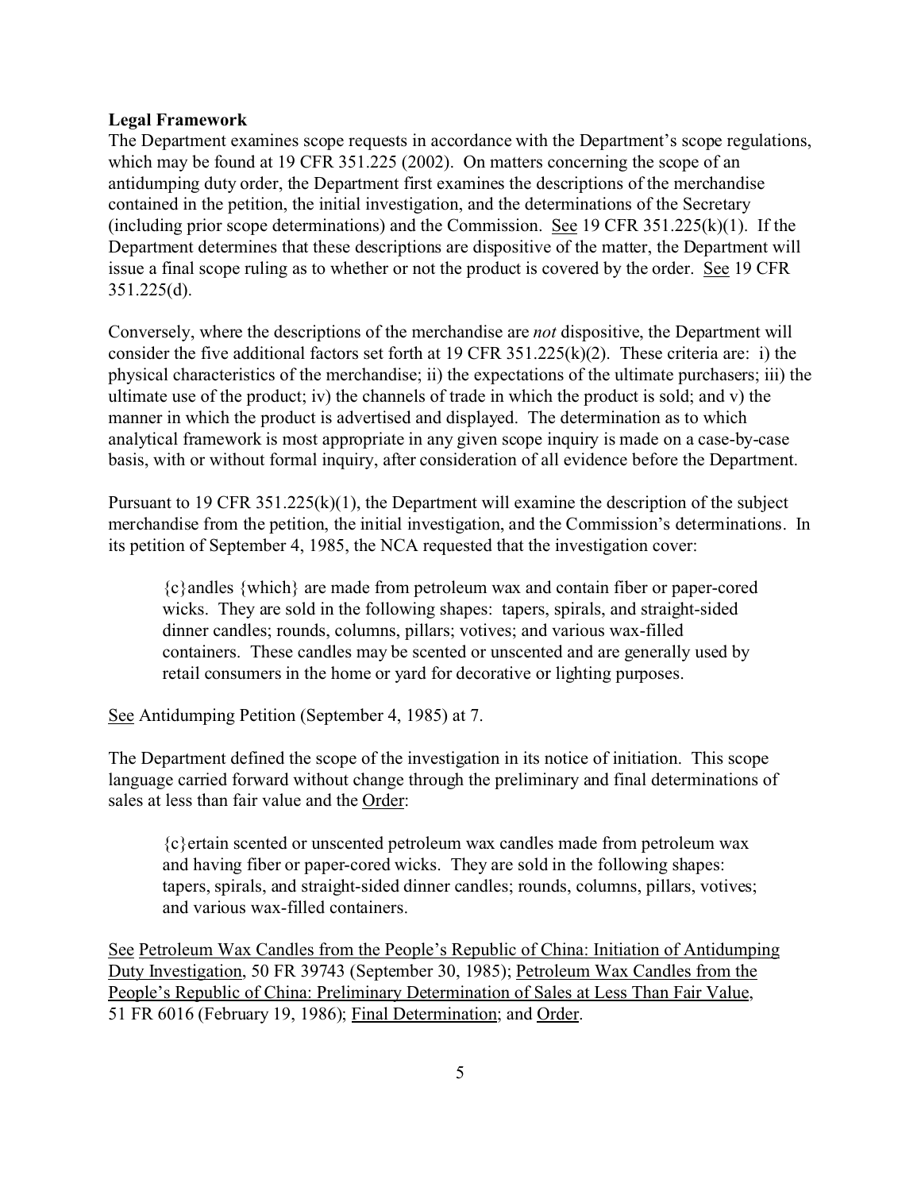**Legal Framework**

The Department examines scope requests in accordance with the Department's scope regulations, which may be found at 19 CFR 351.225 (2002). On matters concerning the scope of an antidumping duty order, the Department first examines the descriptions of the merchandise contained in the petition, the initial investigation, and the determinations of the Secretary (including prior scope determinations) and the Commission. See 19 CFR 351.225(k)(1). If the Department determines that these descriptions are dispositive of the matter, the Department will issue a final scope ruling as to whether or not the product is covered by the order. See 19 CFR 351.225(d).

Conversely, where the descriptions of the merchandise are *not* dispositive, the Department will consider the five additional factors set forth at 19 CFR 351.225(k)(2). These criteria are: i) the physical characteristics of the merchandise; ii) the expectations of the ultimate purchasers; iii) the ultimate use of the product; iv) the channels of trade in which the product is sold; and v) the manner in which the product is advertised and displayed. The determination as to which analytical framework is most appropriate in any given scope inquiry is made on a case-by-case basis, with or without formal inquiry, after consideration of all evidence before the Department.

Pursuant to 19 CFR 351.225(k)(1), the Department will examine the description of the subject merchandise from the petition, the initial investigation, and the Commission's determinations. In its petition of September 4, 1985, the NCA requested that the investigation cover:

> {c}andles {which} are made from petroleum wax and contain fiber or paper-cored wicks. They are sold in the following shapes: tapers, spirals, and straight-sided dinner candles; rounds, columns, pillars; votives; and various wax-filled containers. These candles may be scented or unscented and are generally used by retail consumers in the home or yard for decorative or lighting purposes.

See Antidumping Petition (September 4, 1985) at 7.

The Department defined the scope of the investigation in its notice of initiation. This scope language carried forward without change through the preliminary and final determinations of sales at less than fair value and the Order:

> {c}ertain scented or unscented petroleum wax candles made from petroleum wax and having fiber or paper-cored wicks. They are sold in the following shapes: tapers, spirals, and straight-sided dinner candles; rounds, columns, pillars, votives; and various wax-filled containers.

See Petroleum Wax Candles from the People's Republic of China: Initiation of Antidumping Duty Investigation, 50 FR 39743 (September 30, 1985); Petroleum Wax Candles from the People's Republic of China: Preliminary Determination of Sales at Less Than Fair Value, 51 FR 6016 (February 19, 1986); Final Determination; and Order.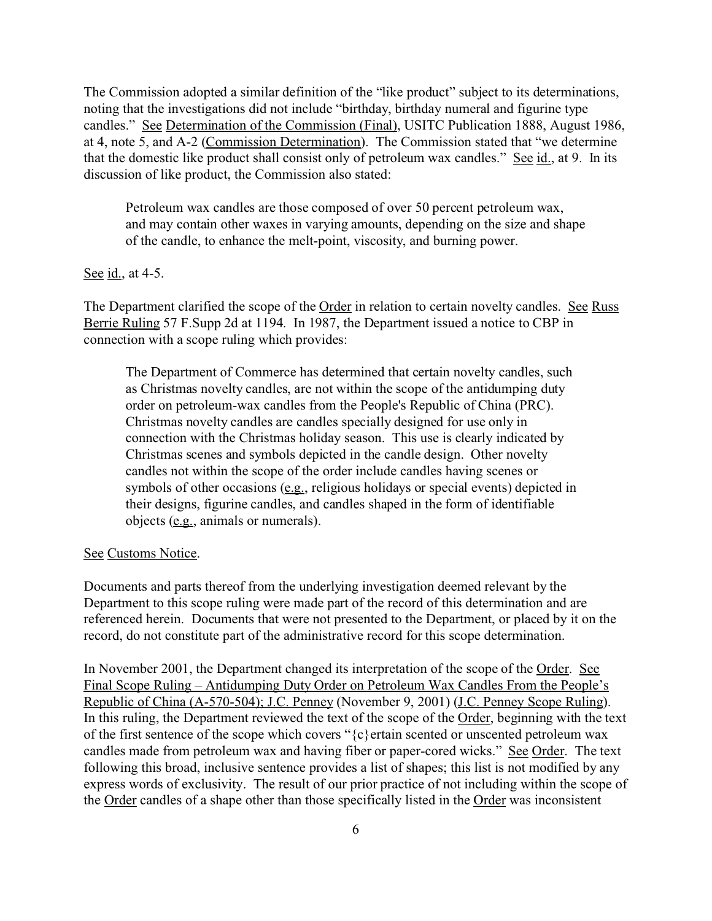The Commission adopted a similar definition of the "like product" subject to its determinations, noting that the investigations did not include "birthday, birthday numeral and figurine type candles." See Determination of the Commission (Final), USITC Publication 1888, August 1986, at 4, note 5, and A-2 (Commission Determination). The Commission stated that "we determine that the domestic like product shall consist only of petroleum wax candles." See id., at 9. In its discussion of like product, the Commission also stated:

> Petroleum wax candles are those composed of over 50 percent petroleum wax, and may contain other waxes in varying amounts, depending on the size and shape of the candle, to enhance the melt-point, viscosity, and burning power.

See id., at 4-5.

The Department clarified the scope of the Order in relation to certain novelty candles. See Russ Berrie Ruling 57 F.Supp 2d at 1194. In 1987, the Department issued a notice to CBP in connection with a scope ruling which provides:

> The Department of Commerce has determined that certain novelty candles, such as Christmas novelty candles, are not within the scope of the antidumping duty order on petroleum-wax candles from the People's Republic of China (PRC). Christmas novelty candles are candles specially designed for use only in connection with the Christmas holiday season. This use is clearly indicated by Christmas scenes and symbols depicted in the candle design. Other novelty candles not within the scope of the order include candles having scenes or symbols of other occasions (e.g., religious holidays or special events) depicted in their designs, figurine candles, and candles shaped in the form of identifiable objects (e.g., animals or numerals).

See Customs Notice.

Documents and parts thereof from the underlying investigation deemed relevant by the Department to this scope ruling were made part of the record of this determination and are referenced herein. Documents that were not presented to the Department, or placed by it on the record, do not constitute part of the administrative record for this scope determination.

In November 2001, the Department changed its interpretation of the scope of the Order. See Final Scope Ruling – Antidumping Duty Order on Petroleum Wax Candles From the People's Republic of China (A-570-504); J.C. Penney (November 9, 2001) (J.C. Penney Scope Ruling). In this ruling, the Department reviewed the text of the scope of the Order, beginning with the text of the first sentence of the scope which covers "{c}ertain scented or unscented petroleum wax candles made from petroleum wax and having fiber or paper-cored wicks." See Order. The text following this broad, inclusive sentence provides a list of shapes; this list is not modified by any express words of exclusivity. The result of our prior practice of not including within the scope of the Order candles of a shape other than those specifically listed in the Order was inconsistent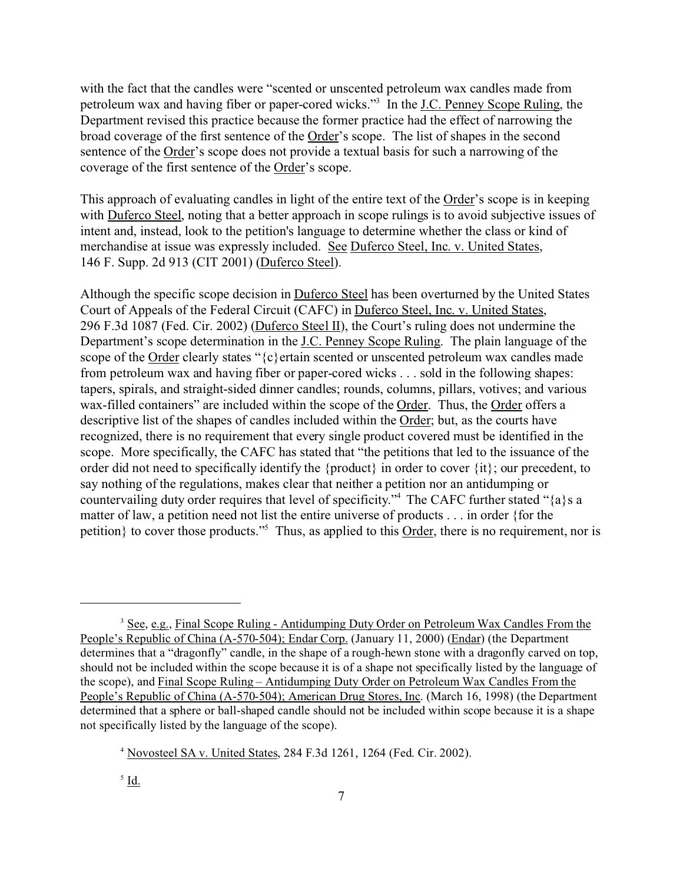with the fact that the candles were "scented or unscented petroleum wax candles made from petroleum wax and having fiber or paper-cored wicks."[3] In the J.C. Penney Scope Ruling, the Department revised this practice because the former practice had the effect of narrowing the broad coverage of the first sentence of the Order's scope. The list of shapes in the second sentence of the Order's scope does not provide a textual basis for such a narrowing of the coverage of the first sentence of the Order's scope.

This approach of evaluating candles in light of the entire text of the Order's scope is in keeping with Duferco Steel, noting that a better approach in scope rulings is to avoid subjective issues of intent and, instead, look to the petition's language to determine whether the class or kind of merchandise at issue was expressly included. See Duferco Steel, Inc. v. United States, 146 F. Supp. 2d 913 (CIT 2001) (Duferco Steel).

Although the specific scope decision in Duferco Steel has been overturned by the United States Court of Appeals of the Federal Circuit (CAFC) in Duferco Steel, Inc. v. United States, 296 F.3d 1087 (Fed. Cir. 2002) (Duferco Steel II), the Court's ruling does not undermine the Department's scope determination in the J.C. Penney Scope Ruling. The plain language of the scope of the Order clearly states "{c}ertain scented or unscented petroleum wax candles made from petroleum wax and having fiber or paper-cored wicks . . . sold in the following shapes: tapers, spirals, and straight-sided dinner candles; rounds, columns, pillars, votives; and various wax-filled containers" are included within the scope of the Order. Thus, the Order offers a descriptive list of the shapes of candles included within the Order; but, as the courts have recognized, there is no requirement that every single product covered must be identified in the scope. More specifically, the CAFC has stated that "the petitions that led to the issuance of the order did not need to specifically identify the {product} in order to cover {it}; our precedent, to say nothing of the regulations, makes clear that neither a petition nor an antidumping or countervailing duty order requires that level of specificity."[4] The CAFC further stated "{a}s a matter of law, a petition need not list the entire universe of products . . . in order {for the petition} to cover those products."[5] Thus, as applied to this Order, there is no requirement, nor is

---

[3] See, e.g., Final Scope Ruling - Antidumping Duty Order on Petroleum Wax Candles From the People's Republic of China (A-570-504); Endar Corp. (January 11, 2000) (Endar) (the Department determines that a "dragonfly" candle, in the shape of a rough-hewn stone with a dragonfly carved on top, should not be included within the scope because it is of a shape not specifically listed by the language of the scope), and Final Scope Ruling – Antidumping Duty Order on Petroleum Wax Candles From the People's Republic of China (A-570-504); American Drug Stores, Inc. (March 16, 1998) (the Department determined that a sphere or ball-shaped candle should not be included within scope because it is a shape not specifically listed by the language of the scope).

[4] Novosteel SA v. United States, 284 F.3d 1261, 1264 (Fed. Cir. 2002).

[5] Id.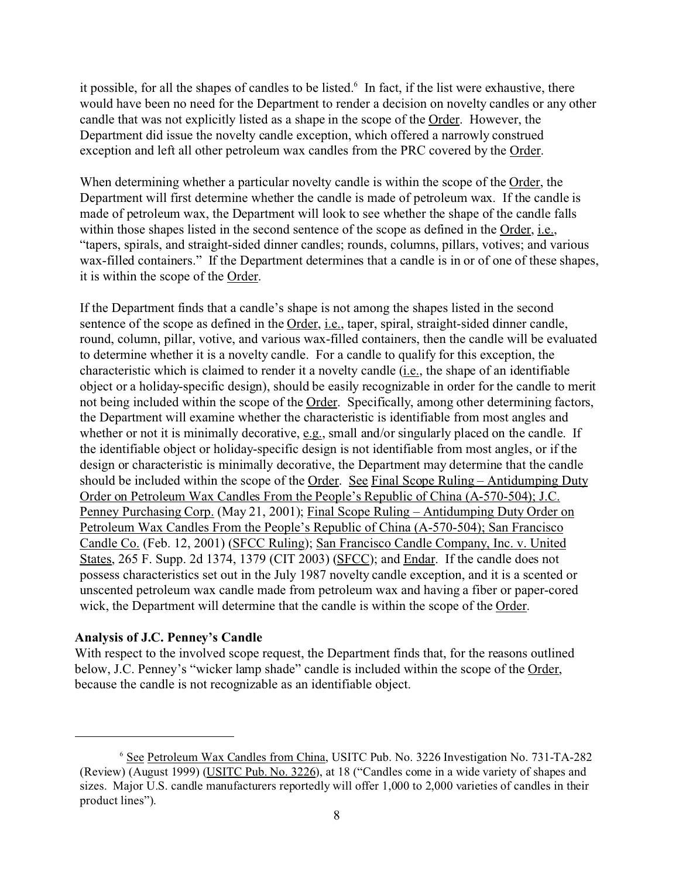it possible, for all the shapes of candles to be listed.[6] In fact, if the list were exhaustive, there would have been no need for the Department to render a decision on novelty candles or any other candle that was not explicitly listed as a shape in the scope of the Order. However, the Department did issue the novelty candle exception, which offered a narrowly construed exception and left all other petroleum wax candles from the PRC covered by the Order.

When determining whether a particular novelty candle is within the scope of the Order, the Department will first determine whether the candle is made of petroleum wax. If the candle is made of petroleum wax, the Department will look to see whether the shape of the candle falls within those shapes listed in the second sentence of the scope as defined in the Order, i.e., "tapers, spirals, and straight-sided dinner candles; rounds, columns, pillars, votives; and various wax-filled containers." If the Department determines that a candle is in or of one of these shapes, it is within the scope of the Order.

If the Department finds that a candle's shape is not among the shapes listed in the second sentence of the scope as defined in the Order, i.e., taper, spiral, straight-sided dinner candle, round, column, pillar, votive, and various wax-filled containers, then the candle will be evaluated to determine whether it is a novelty candle. For a candle to qualify for this exception, the characteristic which is claimed to render it a novelty candle (i.e., the shape of an identifiable object or a holiday-specific design), should be easily recognizable in order for the candle to merit not being included within the scope of the Order. Specifically, among other determining factors, the Department will examine whether the characteristic is identifiable from most angles and whether or not it is minimally decorative, e.g., small and/or singularly placed on the candle. If the identifiable object or holiday-specific design is not identifiable from most angles, or if the design or characteristic is minimally decorative, the Department may determine that the candle should be included within the scope of the Order. See Final Scope Ruling – Antidumping Duty Order on Petroleum Wax Candles From the People's Republic of China (A-570-504); J.C. Penney Purchasing Corp. (May 21, 2001); Final Scope Ruling – Antidumping Duty Order on Petroleum Wax Candles From the People's Republic of China (A-570-504); San Francisco Candle Co. (Feb. 12, 2001) (SFCC Ruling); San Francisco Candle Company, Inc. v. United States, 265 F. Supp. 2d 1374, 1379 (CIT 2003) (SFCC); and Endar. If the candle does not possess characteristics set out in the July 1987 novelty candle exception, and it is a scented or unscented petroleum wax candle made from petroleum wax and having a fiber or paper-cored wick, the Department will determine that the candle is within the scope of the Order.

**Analysis of J.C. Penney's Candle**

With respect to the involved scope request, the Department finds that, for the reasons outlined below, J.C. Penney's "wicker lamp shade" candle is included within the scope of the Order, because the candle is not recognizable as an identifiable object.

---

[6] See Petroleum Wax Candles from China, USITC Pub. No. 3226 Investigation No. 731-TA-282 (Review) (August 1999) (USITC Pub. No. 3226), at 18 ("Candles come in a wide variety of shapes and sizes. Major U.S. candle manufacturers reportedly will offer 1,000 to 2,000 varieties of candles in their product lines").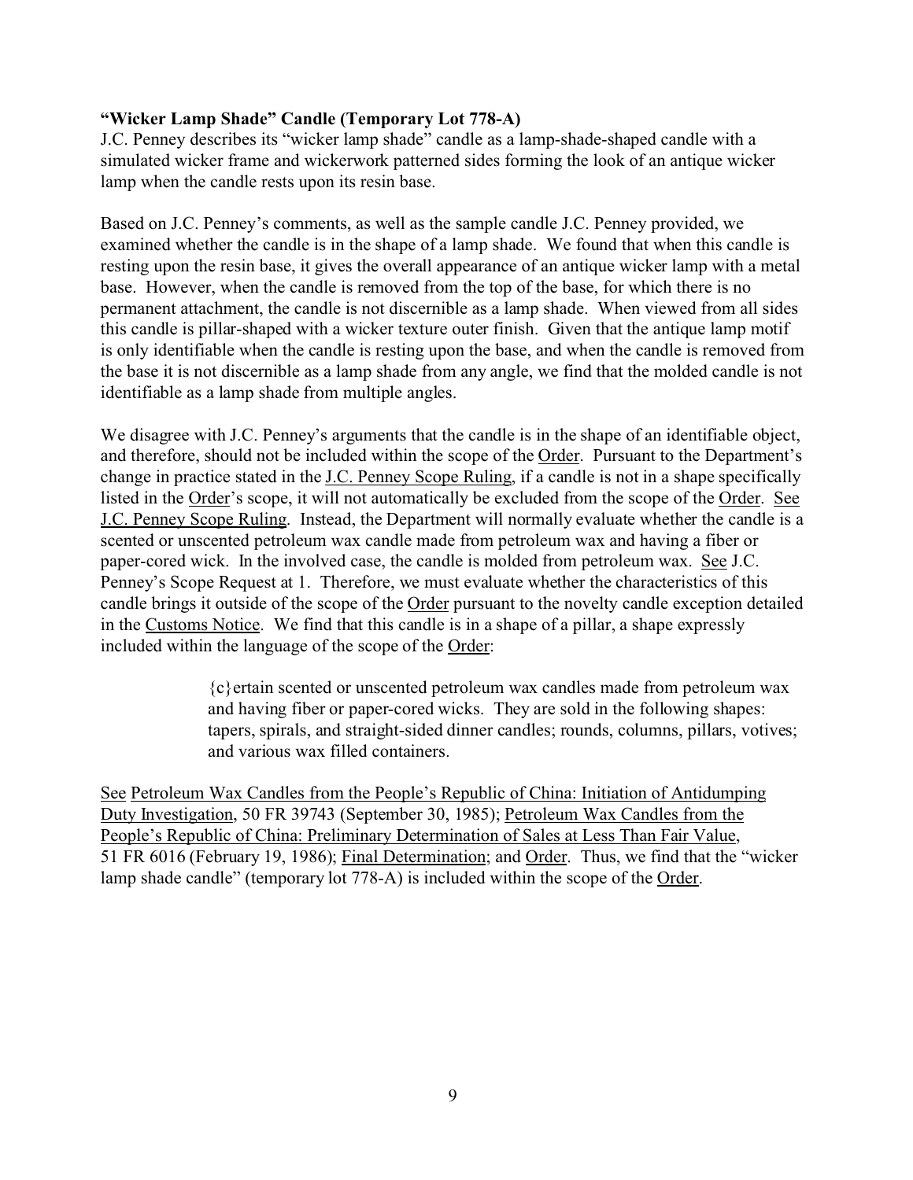**"Wicker Lamp Shade" Candle (Temporary Lot 778-A)**
J.C. Penney describes its "wicker lamp shade" candle as a lamp-shade-shaped candle with a simulated wicker frame and wickerwork patterned sides forming the look of an antique wicker lamp when the candle rests upon its resin base.

Based on J.C. Penney's comments, as well as the sample candle J.C. Penney provided, we examined whether the candle is in the shape of a lamp shade. We found that when this candle is resting upon the resin base, it gives the overall appearance of an antique wicker lamp with a metal base. However, when the candle is removed from the top of the base, for which there is no permanent attachment, the candle is not discernible as a lamp shade. When viewed from all sides this candle is pillar-shaped with a wicker texture outer finish. Given that the antique lamp motif is only identifiable when the candle is resting upon the base, and when the candle is removed from the base it is not discernible as a lamp shade from any angle, we find that the molded candle is not identifiable as a lamp shade from multiple angles.

We disagree with J.C. Penney's arguments that the candle is in the shape of an identifiable object, and therefore, should not be included within the scope of the Order. Pursuant to the Department's change in practice stated in the J.C. Penney Scope Ruling, if a candle is not in a shape specifically listed in the Order's scope, it will not automatically be excluded from the scope of the Order. See J.C. Penney Scope Ruling. Instead, the Department will normally evaluate whether the candle is a scented or unscented petroleum wax candle made from petroleum wax and having a fiber or paper-cored wick. In the involved case, the candle is molded from petroleum wax. See J.C. Penney's Scope Request at 1. Therefore, we must evaluate whether the characteristics of this candle brings it outside of the scope of the Order pursuant to the novelty candle exception detailed in the Customs Notice. We find that this candle is in a shape of a pillar, a shape expressly included within the language of the scope of the Order:

> {c}ertain scented or unscented petroleum wax candles made from petroleum wax and having fiber or paper-cored wicks. They are sold in the following shapes: tapers, spirals, and straight-sided dinner candles; rounds, columns, pillars, votives; and various wax filled containers.

See Petroleum Wax Candles from the People's Republic of China: Initiation of Antidumping Duty Investigation, 50 FR 39743 (September 30, 1985); Petroleum Wax Candles from the People's Republic of China: Preliminary Determination of Sales at Less Than Fair Value, 51 FR 6016 (February 19, 1986); Final Determination; and Order. Thus, we find that the "wicker lamp shade candle" (temporary lot 778-A) is included within the scope of the Order.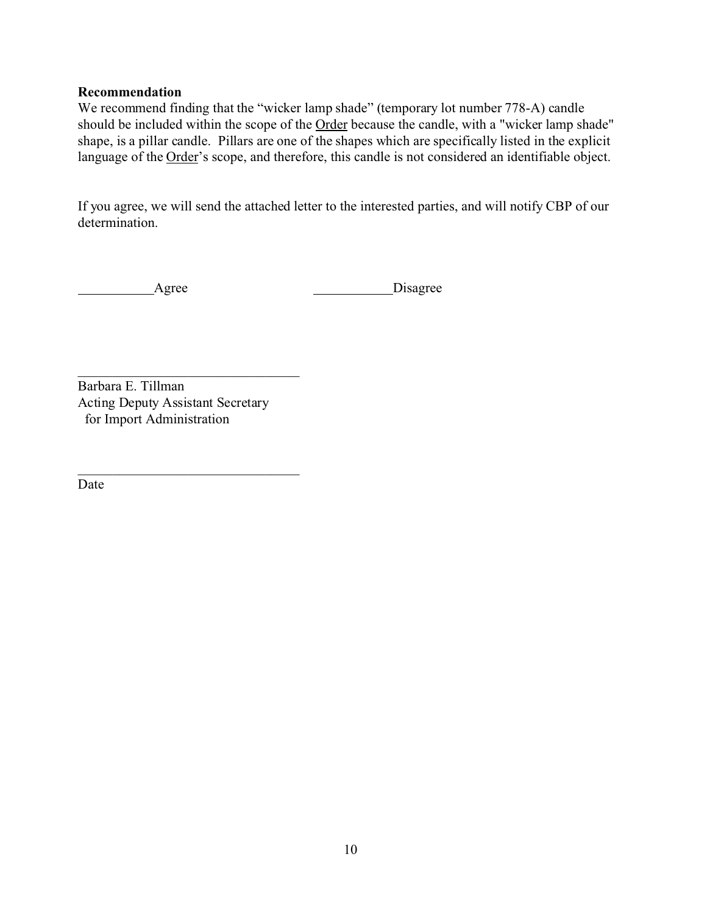**Recommendation**

We recommend finding that the "wicker lamp shade" (temporary lot number 778-A) candle should be included within the scope of the Order because the candle, with a "wicker lamp shade" shape, is a pillar candle. Pillars are one of the shapes which are specifically listed in the explicit language of the Order's scope, and therefore, this candle is not considered an identifiable object.

If you agree, we will send the attached letter to the interested parties, and will notify CBP of our determination.

\_\_\_\_\_\_\_\_\_\_\_ Agree                \_\_\_\_\_\_\_\_\_\_\_ Disagree

\_\_\_\_\_\_\_\_\_\_\_\_\_\_\_\_\_\_\_\_\_\_\_\_\_\_\_\_\_\_\_\_\_

Barbara E. Tillman
Acting Deputy Assistant Secretary
for Import Administration

\_\_\_\_\_\_\_\_\_\_\_\_\_\_\_\_\_\_\_\_\_\_\_\_\_\_\_\_\_\_\_\_\_

Date